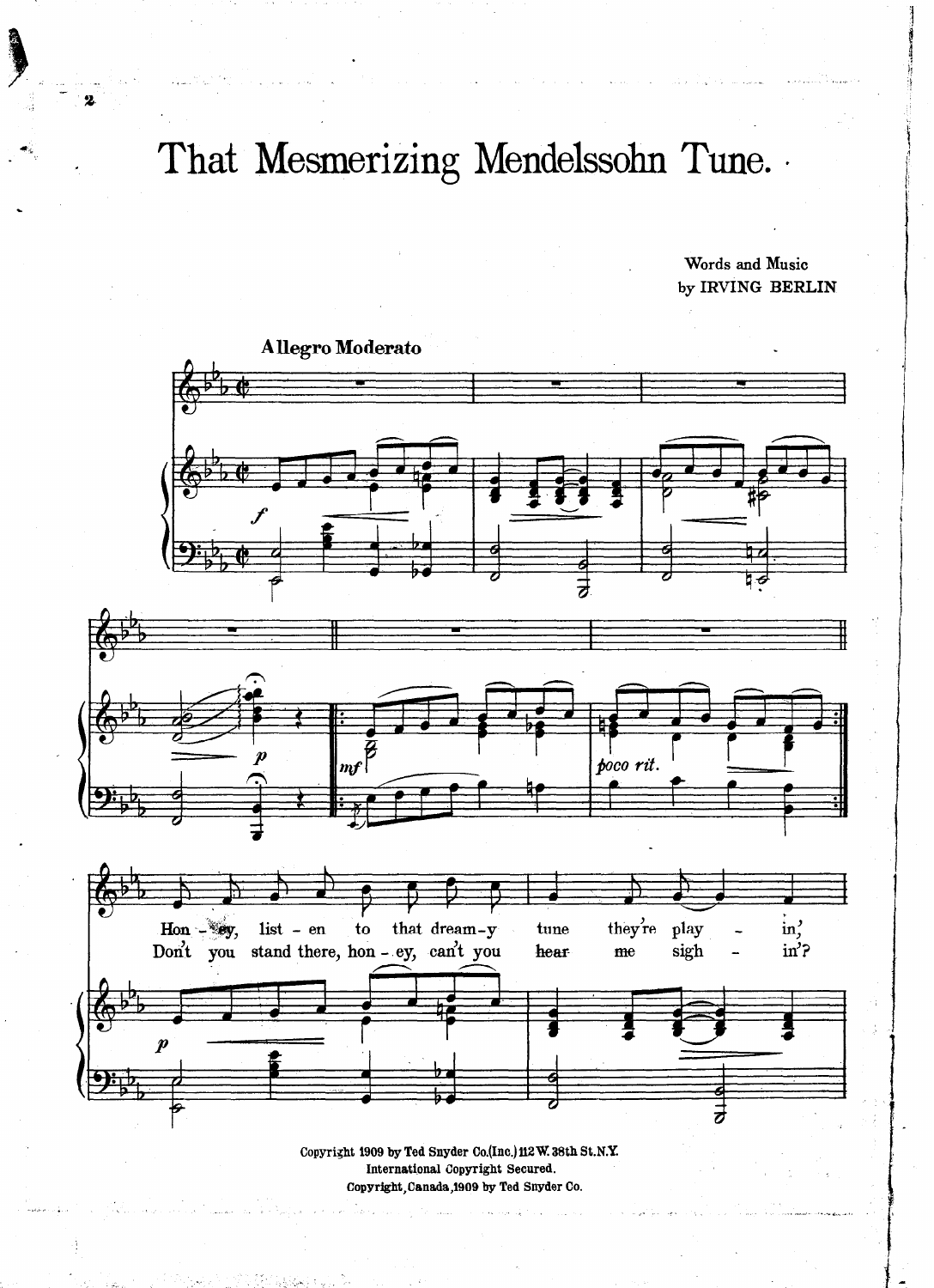# That Mesmerizing Mendelssohn Tune.

Words and Music
by IRVING BERLIN

Allegro Moderato

Hon - ey, list - en to that dream-y tune they're play - in,'
Don't you stand there, hon - ey, can't you hear me sigh - in'?

Copyright 1909 by Ted Snyder Co.(Inc.) 112 W. 38th St. N.Y.
International Copyright Secured.
Copyright, Canada, 1909 by Ted Snyder Co.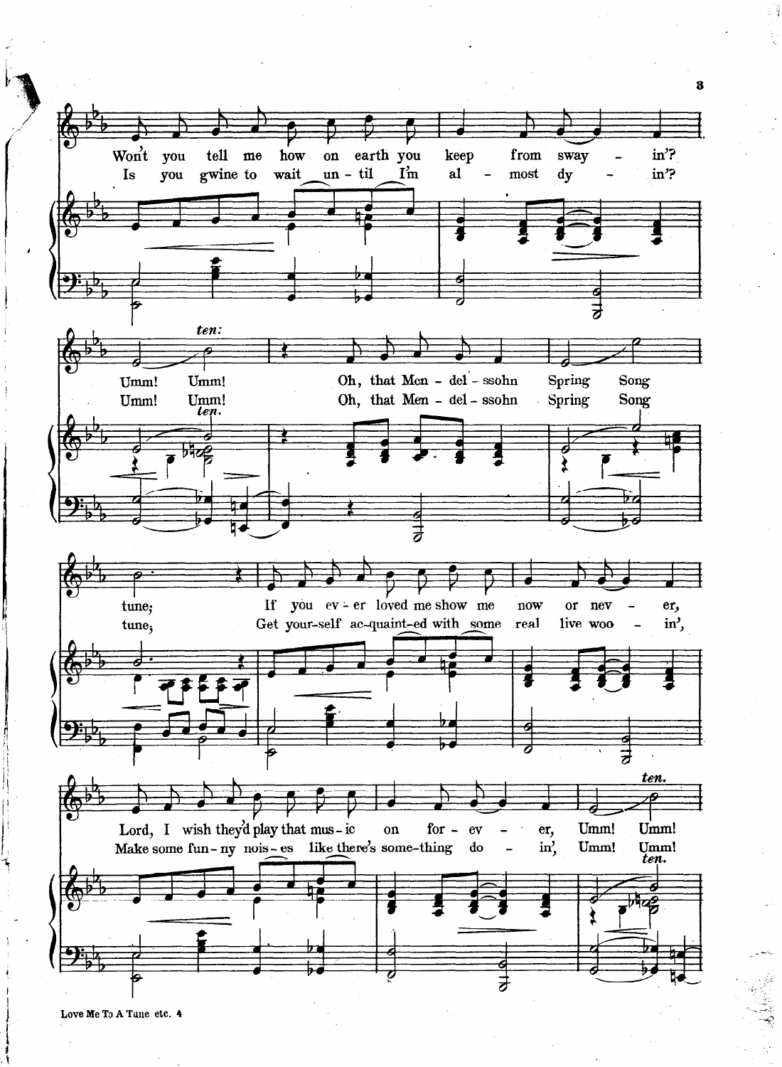Won't you tell me how on earth you keep from sway - in'?
Is you gwine to wait un - til I'm al - most dy - in'?

*ten:*

Umm! Umm! Oh, that Men - del - ssohn Spring Song
Umm! Umm! Oh, that Men - del - ssohn Spring Song

*ten.*

tune; If you ev - er loved me show me now or nev - er,
tune; Get your-self ac-quaint-ed with some real live woo - in',

Lord, I wish they'd play that mus - ic on for - ev - er, Umm! Umm!
Make some fun - ny nois - es like there's some-thing do - in', Umm! Umm!

*ten.*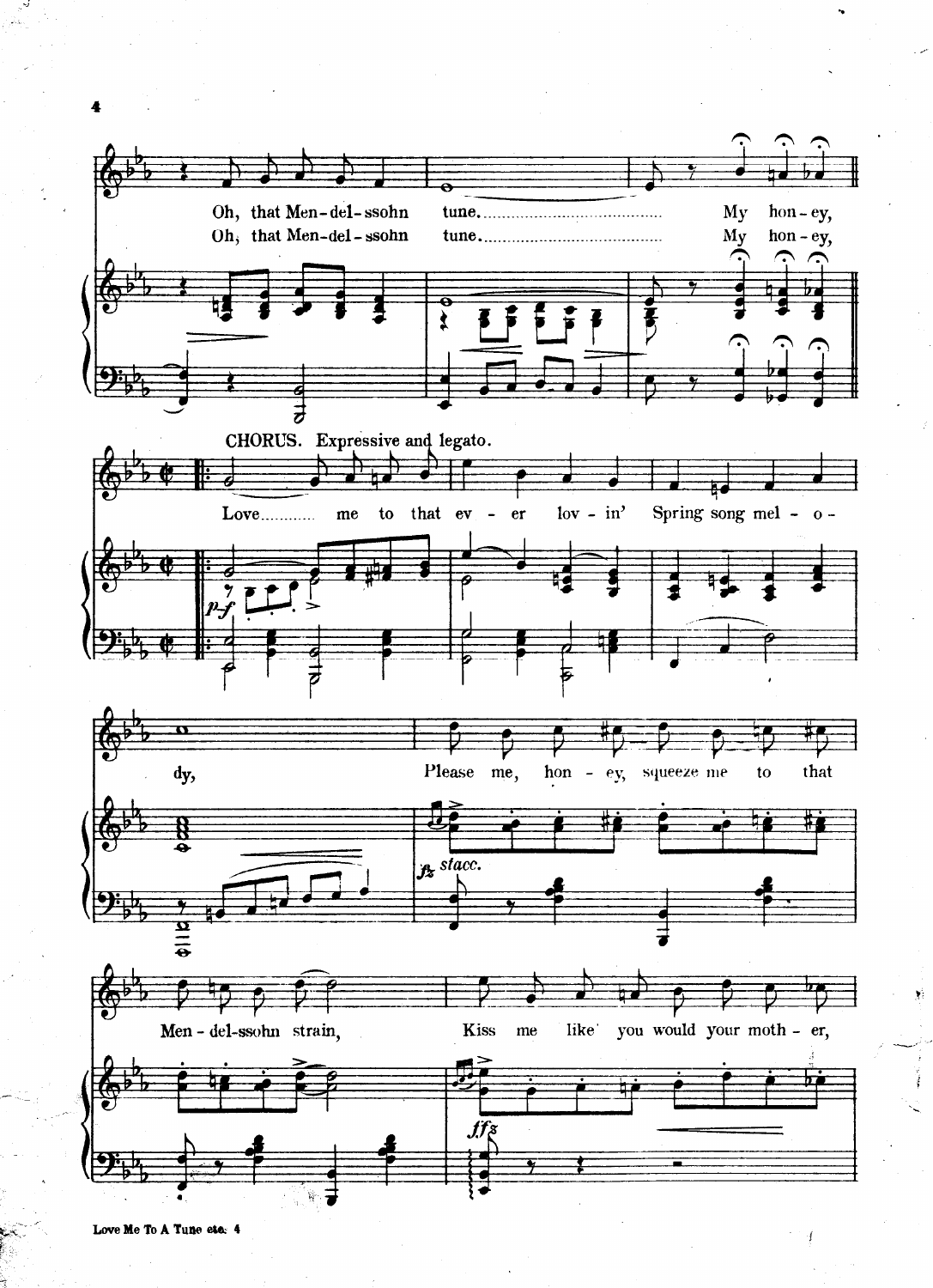Oh, that Men-del-ssohn tune.......................................... My hon-ey,
Oh, that Men-del-ssohn tune.......................................... My hon-ey,

CHORUS. Expressive and legato.

Love........... me to that ev - er lov - in' Spring song mel - o - dy,

*pf*

Please me, hon - ey, squeeze me to that Men - del-ssohn strain,

*fz* *stacc.*

Kiss me like you would your moth - er,

*ffz*

Love Me To A Tune etc. 4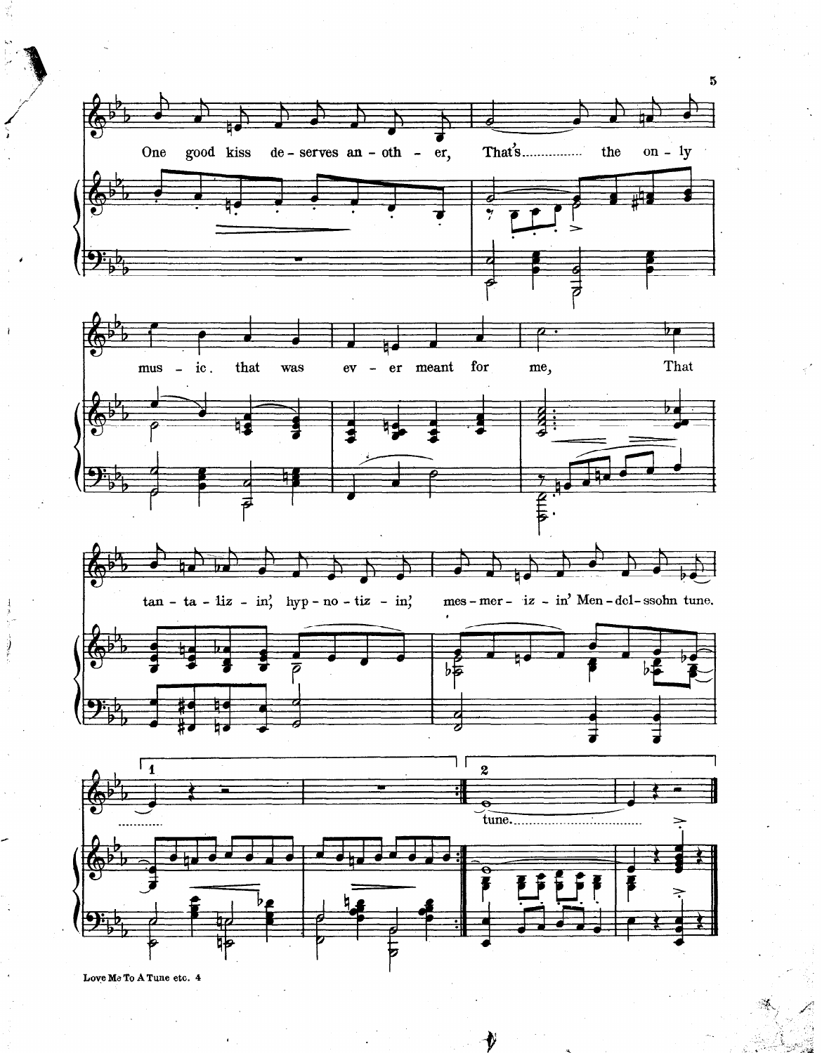One good kiss de - serves an - oth - er, That's............... the on - ly

mus - ic. that was ev - er meant for me, That

tan - ta - liz - in', hyp - no - tiz - in', mes - mer - iz - in' Men - del - ssohn tune.

1 ............

2 tune...............................

Love Me To A Tune etc. 4